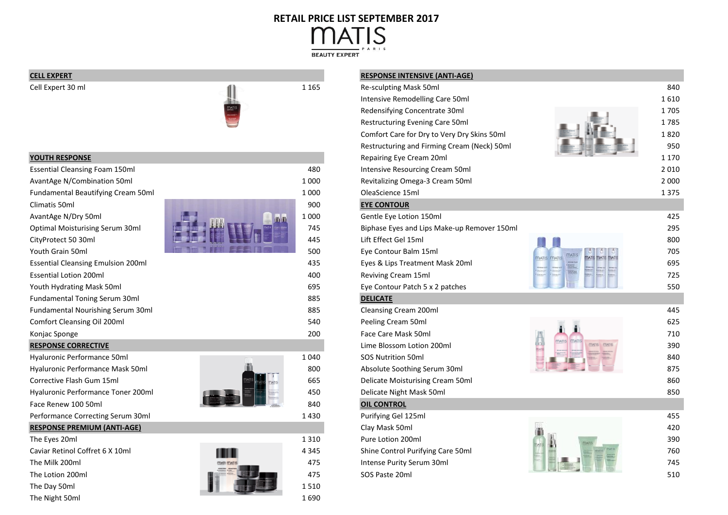# RETAIL PRICE LIST SEPTEMBER 2017

MATIS PARIS

BEAUTY EXPERT

| CELL EXPERT | |
|---|---|
| Cell Expert 30 ml | 1 165 |

| YOUTH RESPONSE | |
|---|---|
| Essential Cleansing Foam 150ml | 480 |
| AvantAge N/Combination 50ml | 1 000 |
| Fundamental Beautifying Cream 50ml | 1 000 |
| Climatis 50ml | 900 |
| AvantAge N/Dry 50ml | 1 000 |
| Optimal Moisturising Serum 30ml | 745 |
| CityProtect 50 30ml | 445 |
| Youth Grain 50ml | 500 |
| Essential Cleansing Emulsion 200ml | 435 |
| Essential Lotion 200ml | 400 |
| Youth Hydrating Mask 50ml | 695 |
| Fundamental Toning Serum 30ml | 885 |
| Fundamental Nourishing Serum 30ml | 885 |
| Comfort Cleansing Oil 200ml | 540 |
| Konjac Sponge | 200 |

| RESPONSE CORRECTIVE | |
|---|---|
| Hyaluronic Performance 50ml | 1 040 |
| Hyaluronic Performance Mask 50ml | 800 |
| Corrective Flash Gum 15ml | 665 |
| Hyaluronic Performance Toner 200ml | 450 |
| Face Renew 100 50ml | 840 |
| Performance Correcting Serum 30ml | 1 430 |

| RESPONSE PREMIUM (ANTI-AGE) | |
|---|---|
| The Eyes 20ml | 1 310 |
| Caviar Retinol Coffret 6 X 10ml | 4 345 |
| The Milk 200ml | 475 |
| The Lotion 200ml | 475 |
| The Day 50ml | 1 510 |
| The Night 50ml | 1 690 |

| RESPONSE INTENSIVE (ANTI-AGE) | |
|---|---|
| Re-sculpting Mask 50ml | 840 |
| Intensive Remodelling Care 50ml | 1 610 |
| Redensifying Concentrate 30ml | 1 705 |
| Restructuring Evening Care 50ml | 1 785 |
| Comfort Care for Dry to Very Dry Skins 50ml | 1 820 |
| Restructuring and Firming Cream (Neck) 50ml | 950 |
| Repairing Eye Cream 20ml | 1 170 |
| Intensive Resourcing Cream 50ml | 2 010 |
| Revitalizing Omega-3 Cream 50ml | 2 000 |
| OleaScience 15ml | 1 375 |

| EYE CONTOUR | |
|---|---|
| Gentle Eye Lotion 150ml | 425 |
| Biphase Eyes and Lips Make-up Remover 150ml | 295 |
| Lift Effect Gel 15ml | 800 |
| Eye Contour Balm 15ml | 705 |
| Eyes & Lips Treatment Mask 20ml | 695 |
| Reviving Cream 15ml | 725 |
| Eye Contour Patch 5 x 2 patches | 550 |

| DELICATE | |
|---|---|
| Cleansing Cream 200ml | 445 |
| Peeling Cream 50ml | 625 |
| Face Care Mask 50ml | 710 |
| Lime Blossom Lotion 200ml | 390 |
| SOS Nutrition 50ml | 840 |
| Absolute Soothing Serum 30ml | 875 |
| Delicate Moisturising Cream 50ml | 860 |
| Delicate Night Mask 50ml | 850 |

| OIL CONTROL | |
|---|---|
| Purifying Gel 125ml | 455 |
| Clay Mask 50ml | 420 |
| Pure Lotion 200ml | 390 |
| Shine Control Purifying Care 50ml | 760 |
| Intense Purity Serum 30ml | 745 |
| SOS Paste 20ml | 510 |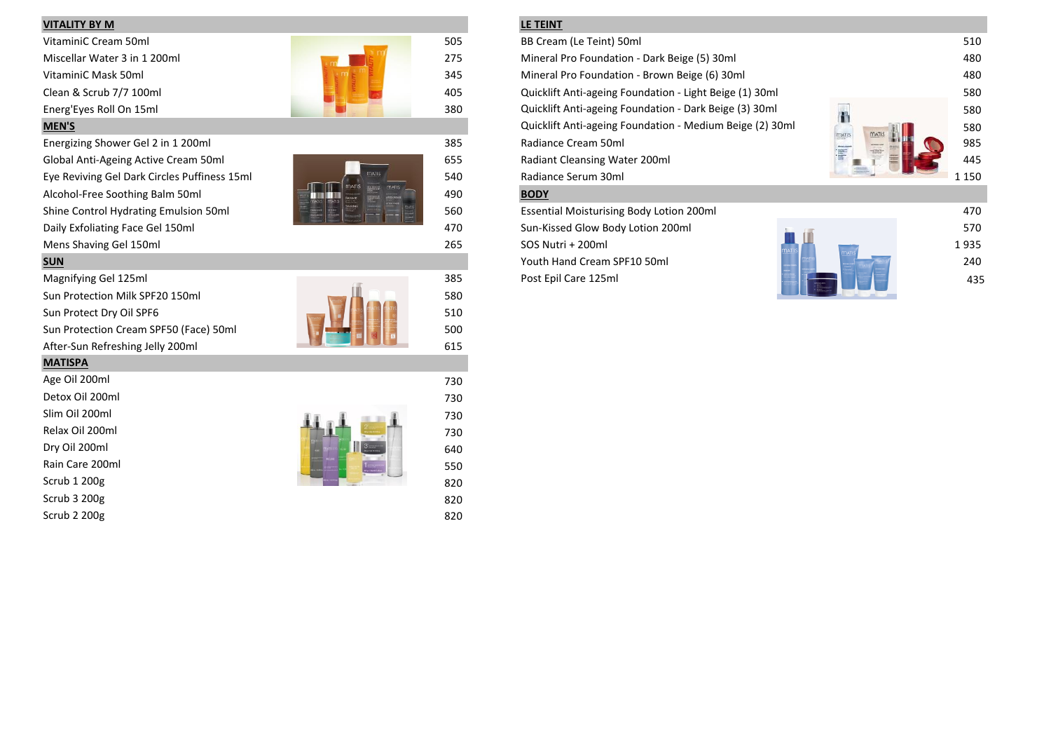| VITALITY BY M | |
| --- | --- |
| VitaminiC Cream 50ml | 505 |
| Miscellar Water 3 in 1 200ml | 275 |
| VitaminiC Mask 50ml | 345 |
| Clean & Scrub 7/7 100ml | 405 |
| Energ'Eyes Roll On 15ml | 380 |
| **MEN'S** | |
| Energizing Shower Gel 2 in 1 200ml | 385 |
| Global Anti-Ageing Active Cream 50ml | 655 |
| Eye Reviving Gel Dark Circles Puffiness 15ml | 540 |
| Alcohol-Free Soothing Balm 50ml | 490 |
| Shine Control Hydrating Emulsion 50ml | 560 |
| Daily Exfoliating Face Gel 150ml | 470 |
| Mens Shaving Gel 150ml | 265 |
| **SUN** | |
| Magnifying Gel 125ml | 385 |
| Sun Protection Milk SPF20 150ml | 580 |
| Sun Protect Dry Oil SPF6 | 510 |
| Sun Protection Cream SPF50 (Face) 50ml | 500 |
| After-Sun Refreshing Jelly 200ml | 615 |
| **MATISPA** | |
| Age Oil 200ml | 730 |
| Detox Oil 200ml | 730 |
| Slim Oil 200ml | 730 |
| Relax Oil 200ml | 730 |
| Dry Oil 200ml | 640 |
| Rain Care 200ml | 550 |
| Scrub 1 200g | 820 |
| Scrub 3 200g | 820 |
| Scrub 2 200g | 820 |

| LE TEINT | |
| --- | --- |
| BB Cream (Le Teint) 50ml | 510 |
| Mineral Pro Foundation - Dark Beige (5) 30ml | 480 |
| Mineral Pro Foundation - Brown Beige (6) 30ml | 480 |
| Quicklift Anti-ageing Foundation - Light Beige (1) 30ml | 580 |
| Quicklift Anti-ageing Foundation - Dark Beige (3) 30ml | 580 |
| Quicklift Anti-ageing Foundation - Medium Beige (2) 30ml | 580 |
| Radiance Cream 50ml | 985 |
| Radiant Cleansing Water 200ml | 445 |
| Radiance Serum 30ml | 1 150 |
| **BODY** | |
| Essential Moisturising Body Lotion 200ml | 470 |
| Sun-Kissed Glow Body Lotion 200ml | 570 |
| SOS Nutri + 200ml | 1 935 |
| Youth Hand Cream SPF10 50ml | 240 |
| Post Epil Care 125ml | 435 |